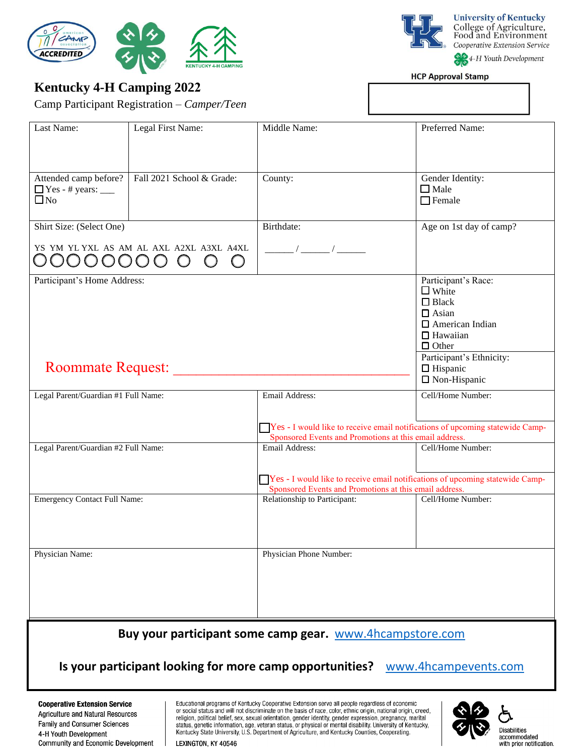University of Kentucky
College of Agriculture, Food and Environment
*Cooperative Extension Service*
*4-H Youth Development*

KENTUCKY 4-H CAMPING

ACCREDITED

# Kentucky 4-H Camping 2022

Camp Participant Registration – *Camper/Teen*

**HCP Approval Stamp**

| Last Name: | Legal First Name: | Middle Name: | Preferred Name: |
|---|---|---|---|
| Attended camp before? ☐ Yes - # years: ___ ☐ No | Fall 2021 School & Grade: | County: | Gender Identity: ☐ Male ☐ Female |
| Shirt Size: (Select One) YS YM YL YXL AS AM AL AXL A2XL A3XL A4XL ○ ○ ○ ○ ○ ○ ○ ○ ○ ○ ○ | | Birthdate: ______ / ______ / ______ | Age on 1st day of camp? |
| Participant's Home Address: Roommate Request: ___________________________________ | | | Participant's Race: ☐ White ☐ Black ☐ Asian ☐ American Indian ☐ Hawaiian ☐ Other Participant's Ethnicity: ☐ Hispanic ☐ Non-Hispanic |
| Legal Parent/Guardian #1 Full Name: | | Email Address: ☐ Yes - I would like to receive email notifications of upcoming statewide Camp-Sponsored Events and Promotions at this email address. | Cell/Home Number: |
| Legal Parent/Guardian #2 Full Name: | | Email Address: ☐ Yes - I would like to receive email notifications of upcoming statewide Camp-Sponsored Events and Promotions at this email address. | Cell/Home Number: |
| Emergency Contact Full Name: | | Relationship to Participant: | Cell/Home Number: |
| Physician Name: | | Physician Phone Number: | |

**Buy your participant some camp gear.** www.4hcampstore.com

**Is your participant looking for more camp opportunities?** www.4hcampevents.com

**Cooperative Extension Service**
Agriculture and Natural Resources
Family and Consumer Sciences
4-H Youth Development
Community and Economic Development

Educational programs of Kentucky Cooperative Extension serve all people regardless of economic or social status and will not discriminate on the basis of race, color, ethnic origin, national origin, creed, religion, political belief, sex, sexual orientation, gender identity, gender expression, pregnancy, marital status, genetic information, age, veteran status, or physical or mental disability. University of Kentucky, Kentucky State University, U.S. Department of Agriculture, and Kentucky Counties, Cooperating.

LEXINGTON, KY 40546

Disabilities accommodated with prior notification.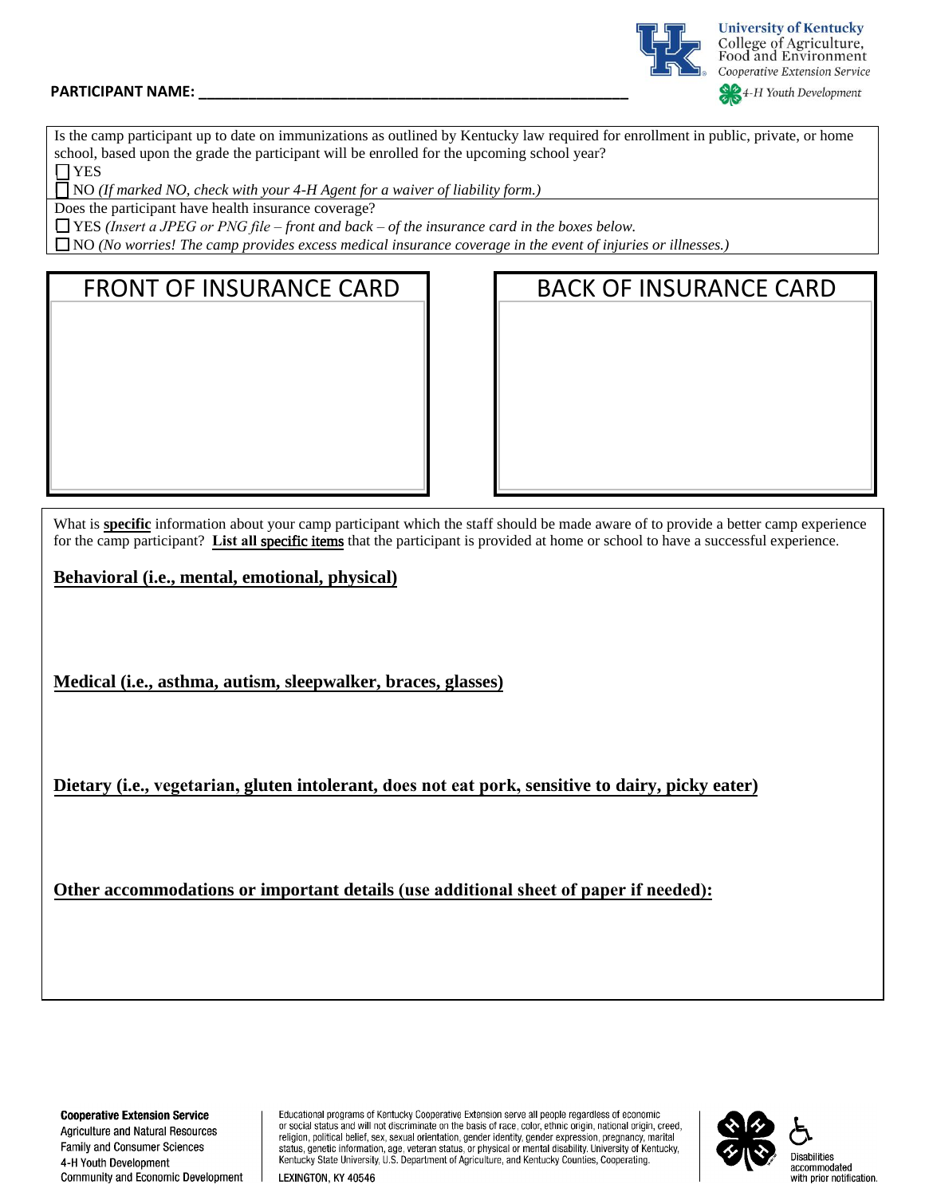**PARTIAL NAME:** 

**PARTICIPANT NAME:** ______________________________________________________

Is the camp participant up to date on immunizations as outlined by Kentucky law required for enrollment in public, private, or home school, based upon the grade the participant will be enrolled for the upcoming school year?

☐ YES

☐ NO *(If marked NO, check with your 4-H Agent for a waiver of liability form.)*

Does the participant have health insurance coverage?

☐ YES *(Insert a JPEG or PNG file – front and back – of the insurance card in the boxes below.*

☐ NO *(No worries! The camp provides excess medical insurance coverage in the event of injuries or illnesses.)*

| FRONT OF INSURANCE CARD | BACK OF INSURANCE CARD |
|---|---|
| | |

What is **specific** information about your camp participant which the staff should be made aware of to provide a better camp experience for the camp participant? **List all specific items** that the participant is provided at home or school to have a successful experience.

**Behavioral (i.e., mental, emotional, physical)**

**Medical (i.e., asthma, autism, sleepwalker, braces, glasses)**

**Dietary (i.e., vegetarian, gluten intolerant, does not eat pork, sensitive to dairy, picky eater)**

**Other accommodations or important details (use additional sheet of paper if needed):**

**Cooperative Extension Service**
Agriculture and Natural Resources
Family and Consumer Sciences
4-H Youth Development
Community and Economic Development

Educational programs of Kentucky Cooperative Extension serve all people regardless of economic or social status and will not discriminate on the basis of race, color, ethnic origin, national origin, creed, religion, political belief, sex, sexual orientation, gender identity, gender expression, pregnancy, marital status, genetic information, age, veteran status, or physical or mental disability. University of Kentucky, Kentucky State University, U.S. Department of Agriculture, and Kentucky Counties, Cooperating.

LEXINGTON, KY 40546

Disabilities accommodated with prior notification.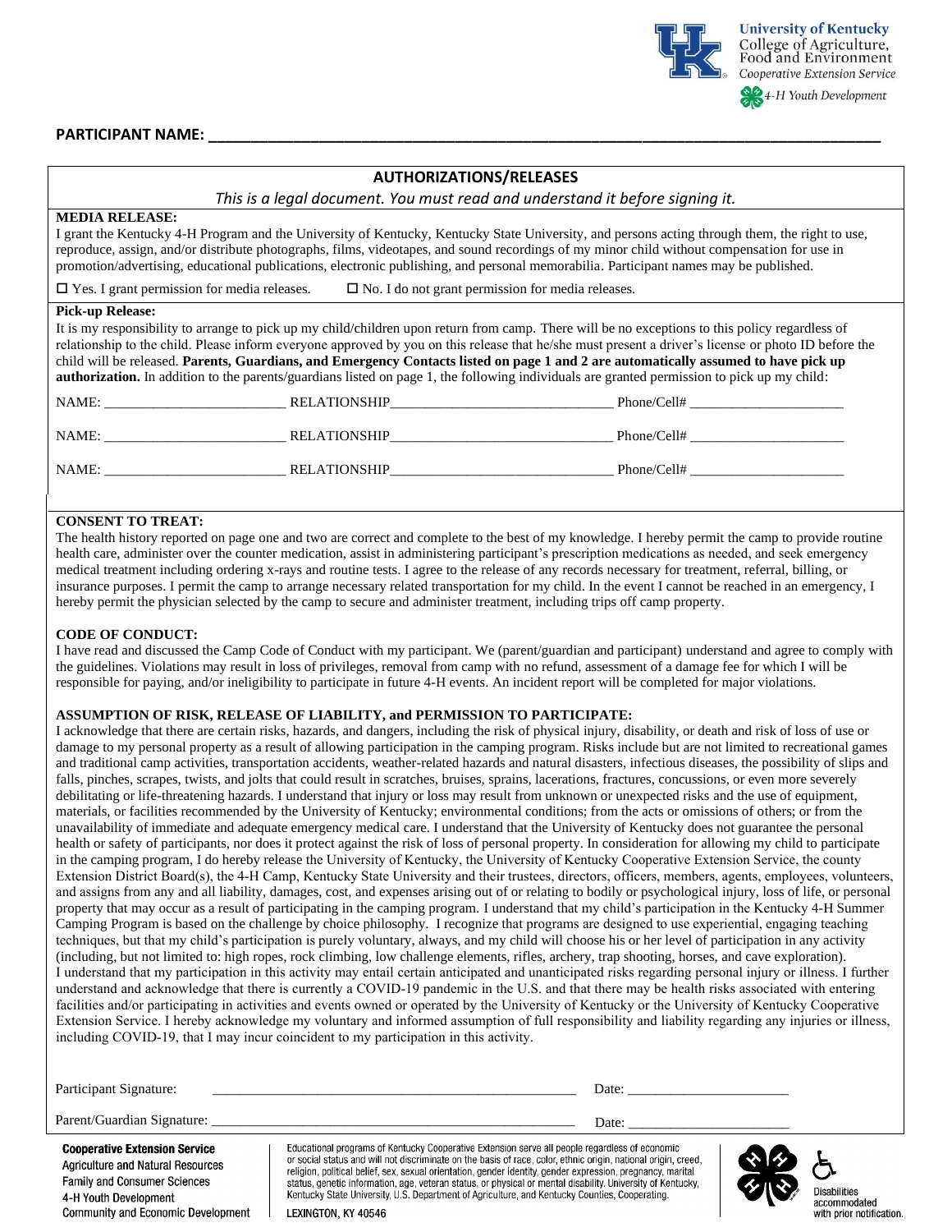University of Kentucky
College of Agriculture, Food and Environment
Cooperative Extension Service
4-H Youth Development

**PARTICIPANT NAME: ___________________________________________________________________________**

## AUTHORIZATIONS/RELEASES

*This is a legal document. You must read and understand it before signing it.*

**MEDIA RELEASE:**
I grant the Kentucky 4-H Program and the University of Kentucky, Kentucky State University, and persons acting through them, the right to use, reproduce, assign, and/or distribute photographs, films, videotapes, and sound recordings of my minor child without compensation for use in promotion/advertising, educational publications, electronic publishing, and personal memorabilia. Participant names may be published.

☐ Yes. I grant permission for media releases. ☐ No. I do not grant permission for media releases.

**Pick-up Release:**
It is my responsibility to arrange to pick up my child/children upon return from camp. There will be no exceptions to this policy regardless of relationship to the child. Please inform everyone approved by you on this release that he/she must present a driver's license or photo ID before the child will be released. **Parents, Guardians, and Emergency Contacts listed on page 1 and 2 are automatically assumed to have pick up authorization.** In addition to the parents/guardians listed on page 1, the following individuals are granted permission to pick up my child:

NAME: _________________________ RELATIONSHIP_______________________________ Phone/Cell# ______________________

NAME: _________________________ RELATIONSHIP_______________________________ Phone/Cell# ______________________

NAME: _________________________ RELATIONSHIP_______________________________ Phone/Cell# ______________________

**CONSENT TO TREAT:**
The health history reported on page one and two are correct and complete to the best of my knowledge. I hereby permit the camp to provide routine health care, administer over the counter medication, assist in administering participant's prescription medications as needed, and seek emergency medical treatment including ordering x-rays and routine tests. I agree to the release of any records necessary for treatment, referral, billing, or insurance purposes. I permit the camp to arrange necessary related transportation for my child. In the event I cannot be reached in an emergency, I hereby permit the physician selected by the camp to secure and administer treatment, including trips off camp property.

**CODE OF CONDUCT:**
I have read and discussed the Camp Code of Conduct with my participant. We (parent/guardian and participant) understand and agree to comply with the guidelines. Violations may result in loss of privileges, removal from camp with no refund, assessment of a damage fee for which I will be responsible for paying, and/or ineligibility to participate in future 4-H events. An incident report will be completed for major violations.

**ASSUMPTION OF RISK, RELEASE OF LIABILITY, and PERMISSION TO PARTICIPATE:**
I acknowledge that there are certain risks, hazards, and dangers, including the risk of physical injury, disability, or death and risk of loss of use or damage to my personal property as a result of allowing participation in the camping program. Risks include but are not limited to recreational games and traditional camp activities, transportation accidents, weather-related hazards and natural disasters, infectious diseases, the possibility of slips and falls, pinches, scrapes, twists, and jolts that could result in scratches, bruises, sprains, lacerations, fractures, concussions, or even more severely debilitating or life-threatening hazards. I understand that injury or loss may result from unknown or unexpected risks and the use of equipment, materials, or facilities recommended by the University of Kentucky; environmental conditions; from the acts or omissions of others; or from the unavailability of immediate and adequate emergency medical care. I understand that the University of Kentucky does not guarantee the personal health or safety of participants, nor does it protect against the risk of loss of personal property. In consideration for allowing my child to participate in the camping program, I do hereby release the University of Kentucky, the University of Kentucky Cooperative Extension Service, the county Extension District Board(s), the 4-H Camp, Kentucky State University and their trustees, directors, officers, members, agents, employees, volunteers, and assigns from any and all liability, damages, cost, and expenses arising out of or relating to bodily or psychological injury, loss of life, or personal property that may occur as a result of participating in the camping program. I understand that my child's participation in the Kentucky 4-H Summer Camping Program is based on the challenge by choice philosophy. I recognize that programs are designed to use experiential, engaging teaching techniques, but that my child's participation is purely voluntary, always, and my child will choose his or her level of participation in any activity (including, but not limited to: high ropes, rock climbing, low challenge elements, rifles, archery, trap shooting, horses, and cave exploration).
I understand that my participation in this activity may entail certain anticipated and unanticipated risks regarding personal injury or illness. I further understand and acknowledge that there is currently a COVID-19 pandemic in the U.S. and that there may be health risks associated with entering facilities and/or participating in activities and events owned or operated by the University of Kentucky or the University of Kentucky Cooperative Extension Service. I hereby acknowledge my voluntary and informed assumption of full responsibility and liability regarding any injuries or illness, including COVID-19, that I may incur coincident to my participation in this activity.

Participant Signature: ______________________________________________ Date: ______________________

Parent/Guardian Signature: __________________________________________ Date: ______________________

**Cooperative Extension Service**
Agriculture and Natural Resources
Family and Consumer Sciences
4-H Youth Development
Community and Economic Development

Educational programs of Kentucky Cooperative Extension serve all people regardless of economic or social status and will not discriminate on the basis of race, color, ethnic origin, national origin, creed, religion, political belief, sex, sexual orientation, gender identity, gender expression, pregnancy, marital status, genetic information, age, veteran status, or physical or mental disability. University of Kentucky, Kentucky State University, U.S. Department of Agriculture, and Kentucky Counties, Cooperating.

LEXINGTON, KY 40546

Disabilities accommodated with prior notification.